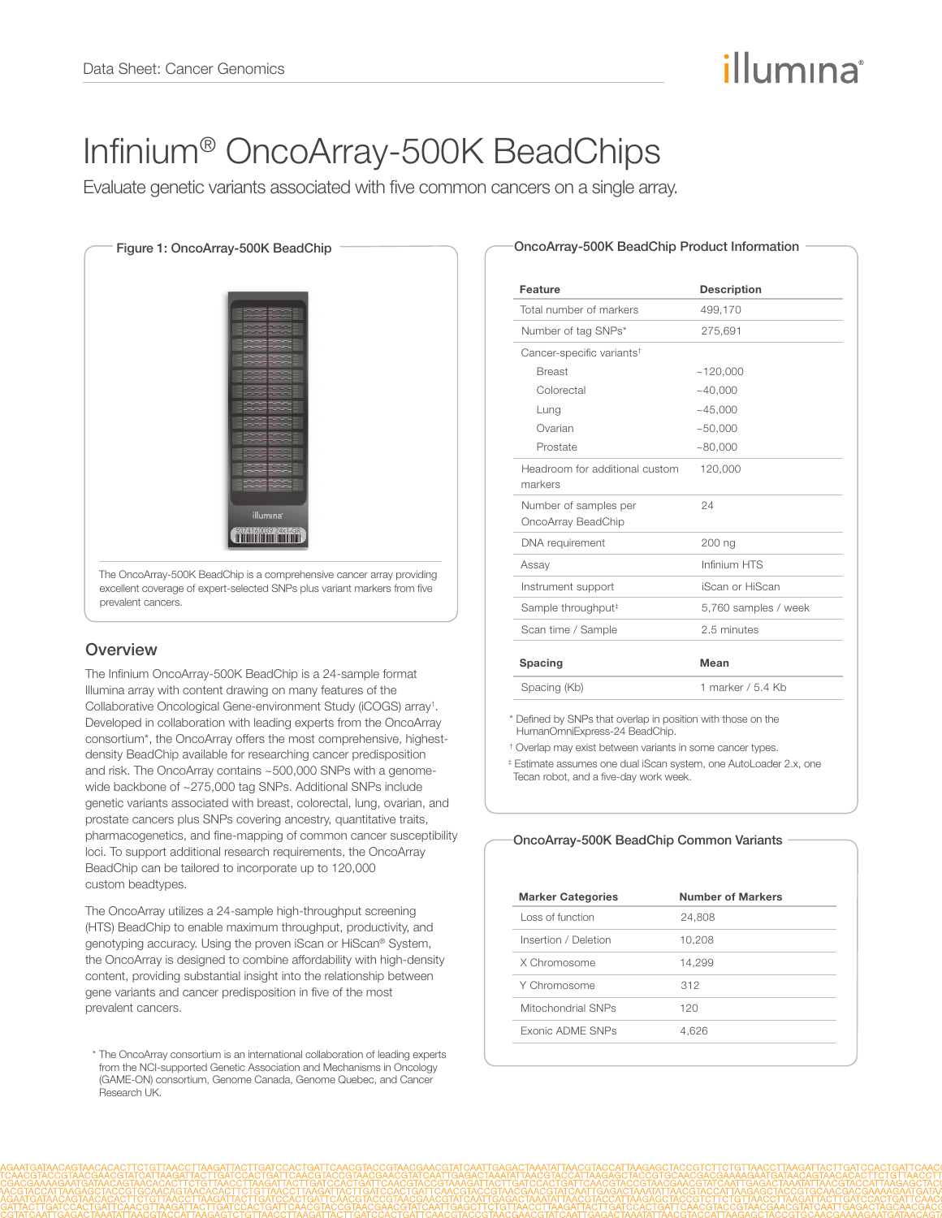# Infinium® OncoArray-500K BeadChips

Evaluate genetic variants associated with five common cancers on a single array.

**Figure 1: OncoArray-500K BeadChip**

The OncoArray-500K BeadChip is a comprehensive cancer array providing excellent coverage of expert-selected SNPs plus variant markers from five prevalent cancers.

## Overview

The Infinium OncoArray-500K BeadChip is a 24-sample format Illumina array with content drawing on many features of the Collaborative Oncological Gene-environment Study (iCOGS) array[1]. Developed in collaboration with leading experts from the OncoArray consortium*, the OncoArray offers the most comprehensive, highest-density BeadChip available for researching cancer predisposition and risk. The OncoArray contains ~500,000 SNPs with a genome-wide backbone of ~275,000 tag SNPs. Additional SNPs include genetic variants associated with breast, colorectal, lung, ovarian, and prostate cancers plus SNPs covering ancestry, quantitative traits, pharmacogenetics, and fine-mapping of common cancer susceptibility loci. To support additional research requirements, the OncoArray BeadChip can be tailored to incorporate up to 120,000 custom beadtypes.

The OncoArray utilizes a 24-sample high-throughput screening (HTS) BeadChip to enable maximum throughput, productivity, and genotyping accuracy. Using the proven iScan or HiScan® System, the OncoArray is designed to combine affordability with high-density content, providing substantial insight into the relationship between gene variants and cancer predisposition in five of the most prevalent cancers.

\* The OncoArray consortium is an international collaboration of leading experts from the NCI-supported Genetic Association and Mechanisms in Oncology (GAME-ON) consortium, Genome Canada, Genome Quebec, and Cancer Research UK.

## OncoArray-500K BeadChip Product Information

| Feature | Description |
|---|---|
| Total number of markers | 499,170 |
| Number of tag SNPs* | 275,691 |
| Cancer-specific variants† | |
| Breast | ~120,000 |
| Colorectal | ~40,000 |
| Lung | ~45,000 |
| Ovarian | ~50,000 |
| Prostate | ~80,000 |
| Headroom for additional custom markers | 120,000 |
| Number of samples per OncoArray BeadChip | 24 |
| DNA requirement | 200 ng |
| Assay | Infinium HTS |
| Instrument support | iScan or HiScan |
| Sample throughput‡ | 5,760 samples / week |
| Scan time / Sample | 2.5 minutes |

| Spacing | Mean |
|---|---|
| Spacing (Kb) | 1 marker / 5.4 Kb |

\* Defined by SNPs that overlap in position with those on the HumanOmniExpress-24 BeadChip.

† Overlap may exist between variants in some cancer types.

‡ Estimate assumes one dual iScan system, one AutoLoader 2.x, one Tecan robot, and a five-day work week.

## OncoArray-500K BeadChip Common Variants

| Marker Categories | Number of Markers |
|---|---|
| Loss of function | 24,808 |
| Insertion / Deletion | 10,208 |
| X Chromosome | 14,299 |
| Y Chromosome | 312 |
| Mitochondrial SNPs | 120 |
| Exonic ADME SNPs | 4,626 |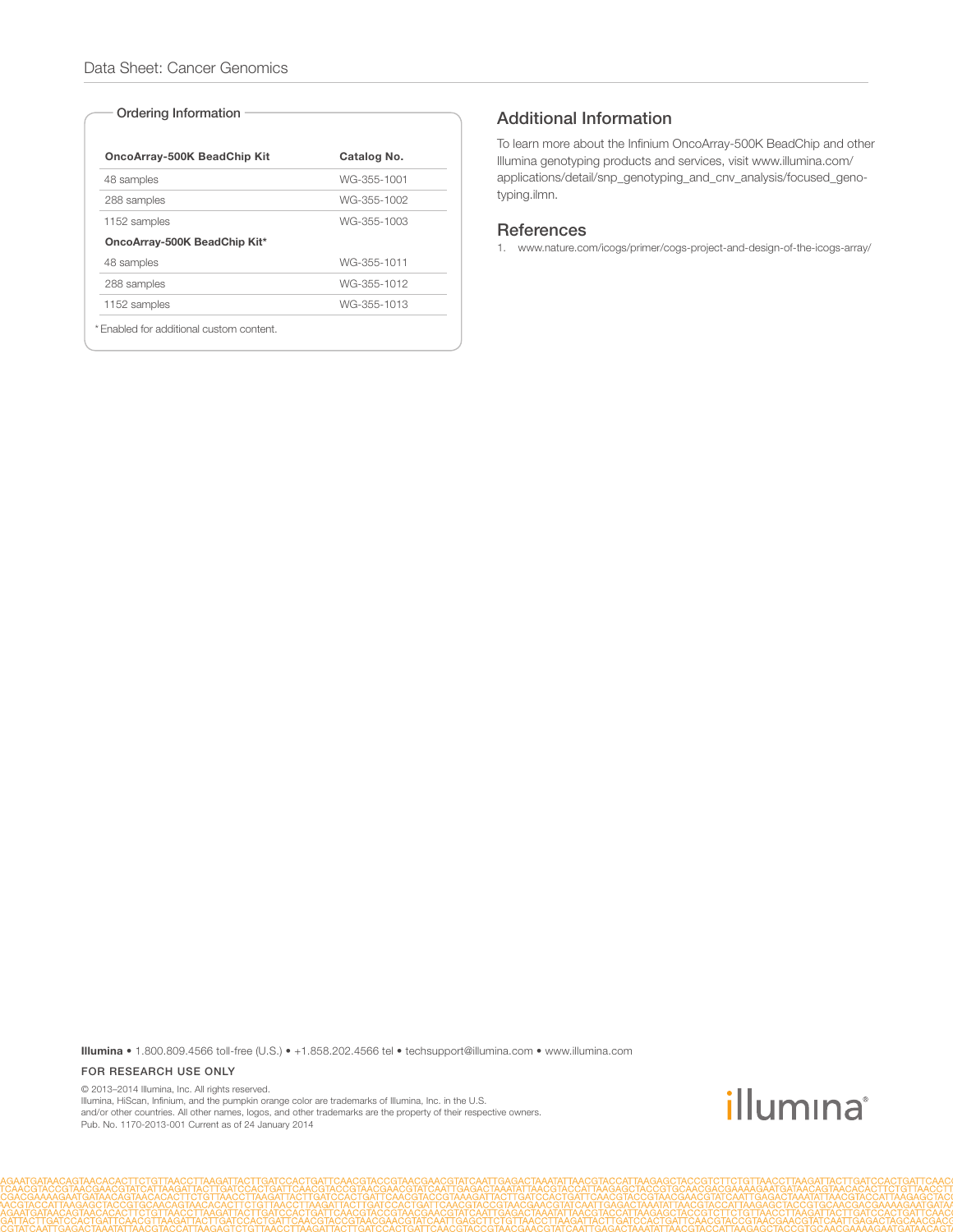## Ordering Information

| OncoArray-500K BeadChip Kit | Catalog No. |
| --- | --- |
| 48 samples | WG-355-1001 |
| 288 samples | WG-355-1002 |
| 1152 samples | WG-355-1003 |
| **OncoArray-500K BeadChip Kit*** | |
| 48 samples | WG-355-1011 |
| 288 samples | WG-355-1012 |
| 1152 samples | WG-355-1013 |

* Enabled for additional custom content.

## Additional Information

To learn more about the Infinium OncoArray-500K BeadChip and other Illumina genotyping products and services, visit www.illumina.com/applications/detail/snp_genotyping_and_cnv_analysis/focused_genotyping.ilmn.

## References

1. www.nature.com/icogs/primer/cogs-project-and-design-of-the-icogs-array/

**Illumina** • 1.800.809.4566 toll-free (U.S.) • +1.858.202.4566 tel • techsupport@illumina.com • www.illumina.com

FOR RESEARCH USE ONLY

© 2013–2014 Illumina, Inc. All rights reserved.
Illumina, HiScan, Infinium, and the pumpkin orange color are trademarks of Illumina, Inc. in the U.S. and/or other countries. All other names, logos, and other trademarks are the property of their respective owners.
Pub. No. 1170-2013-001 Current as of 24 January 2014

illumina®